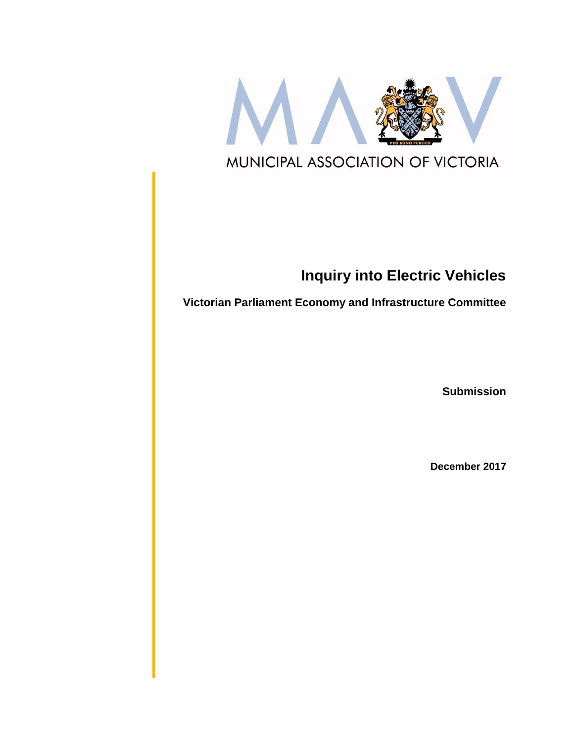MUNICIPAL ASSOCIATION OF VICTORIA

# Inquiry into Electric Vehicles

**Victorian Parliament Economy and Infrastructure Committee**

**Submission**

**December 2017**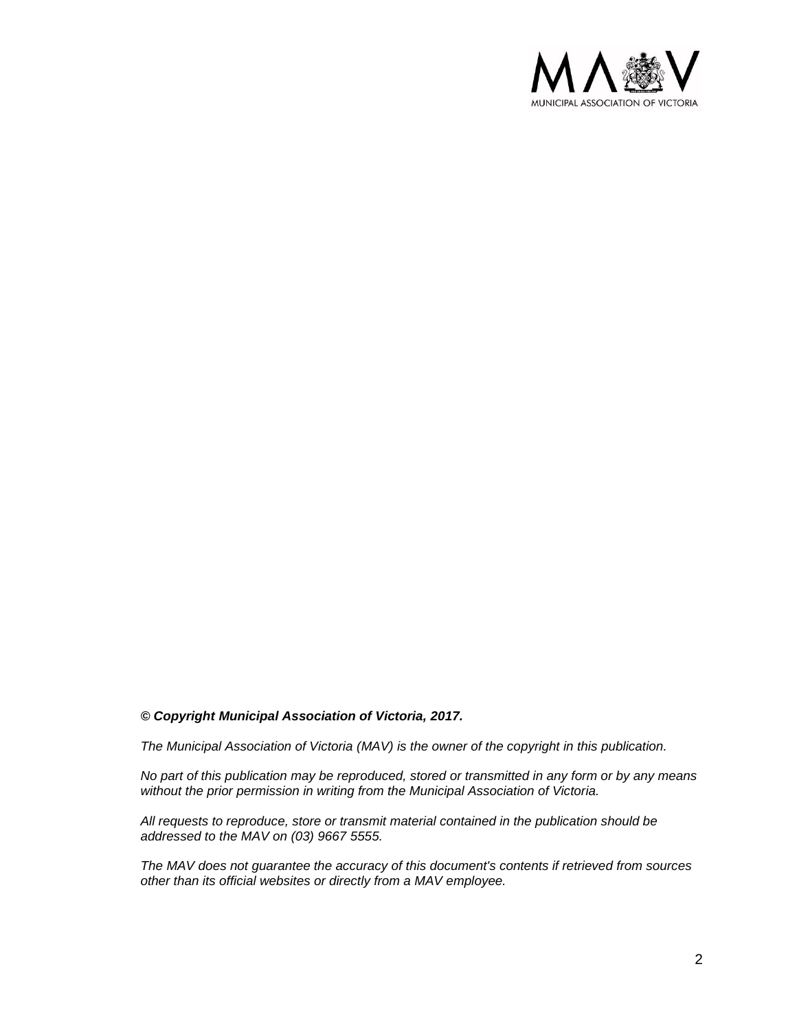***© Copyright Municipal Association of Victoria, 2017.***

*The Municipal Association of Victoria (MAV) is the owner of the copyright in this publication.*

*No part of this publication may be reproduced, stored or transmitted in any form or by any means without the prior permission in writing from the Municipal Association of Victoria.*

*All requests to reproduce, store or transmit material contained in the publication should be addressed to the MAV on (03) 9667 5555.*

*The MAV does not guarantee the accuracy of this document's contents if retrieved from sources other than its official websites or directly from a MAV employee.*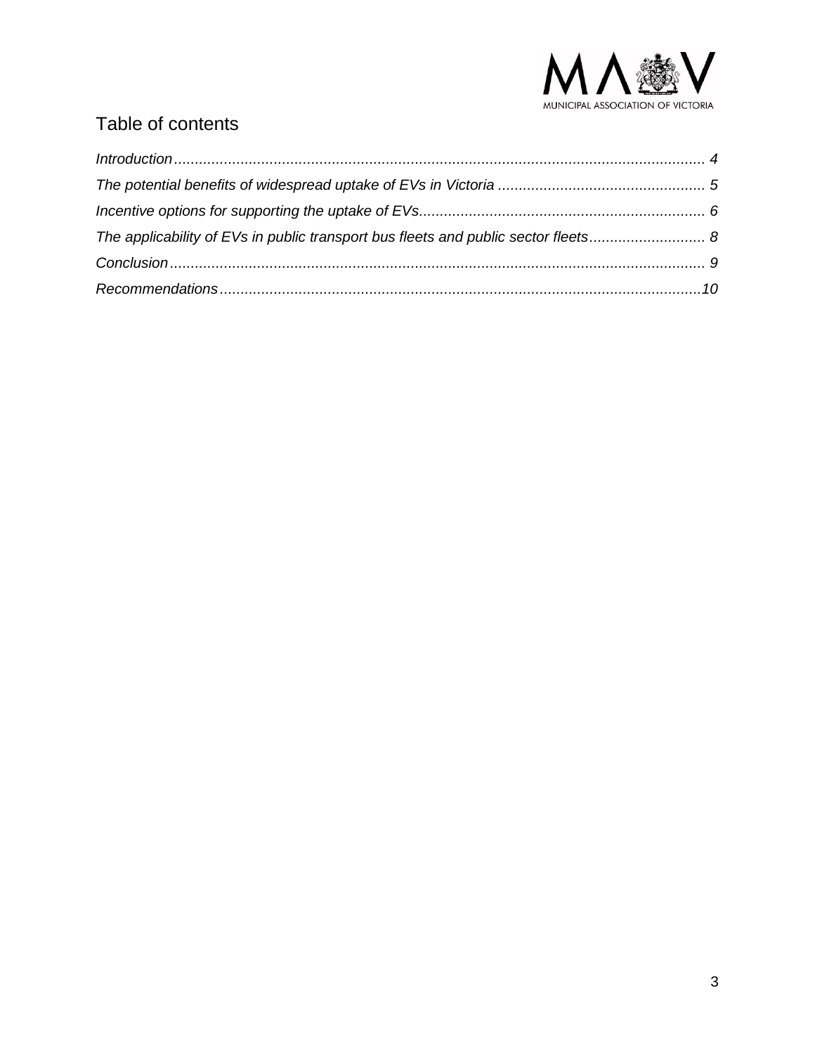# Table of contents

*Introduction* ........................................................................................................................ *4*

*The potential benefits of widespread uptake of EVs in Victoria* .................................................. *5*

*Incentive options for supporting the uptake of EVs*..................................................................... *6*

*The applicability of EVs in public transport bus fleets and public sector fleets*............................ *8*

*Conclusion*.......................................................................................................................... *9*

*Recommendations*...............................................................................................................*10*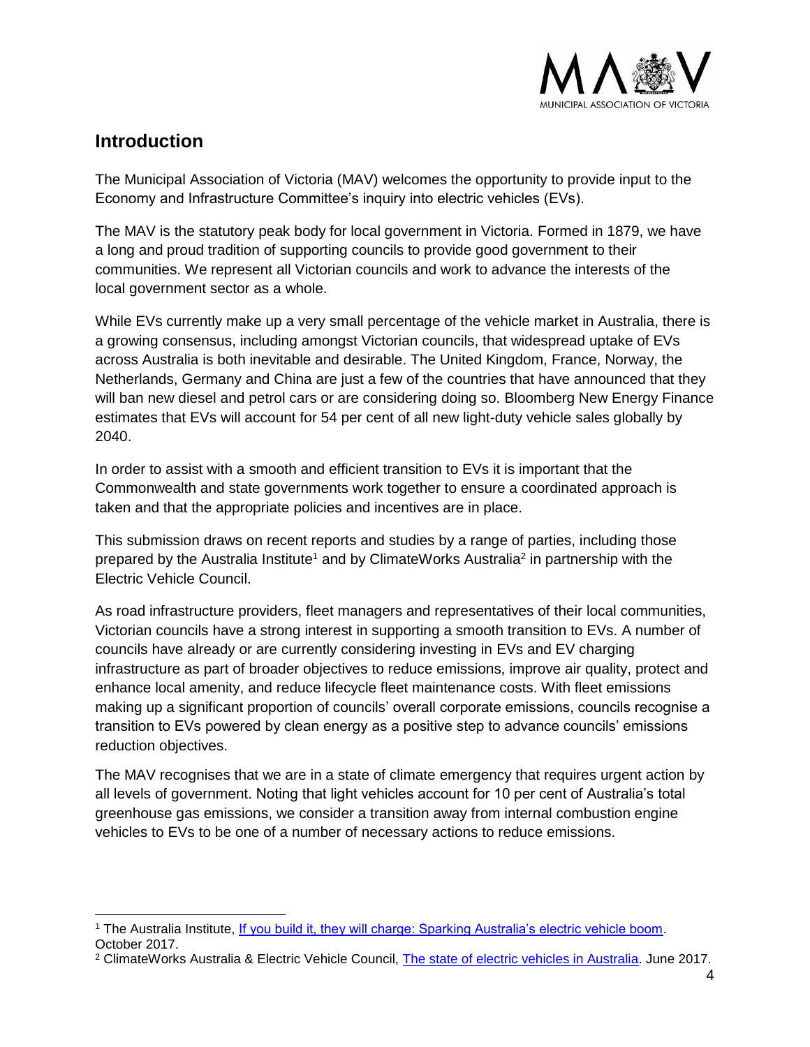## Introduction

The Municipal Association of Victoria (MAV) welcomes the opportunity to provide input to the Economy and Infrastructure Committee's inquiry into electric vehicles (EVs).

The MAV is the statutory peak body for local government in Victoria. Formed in 1879, we have a long and proud tradition of supporting councils to provide good government to their communities. We represent all Victorian councils and work to advance the interests of the local government sector as a whole.

While EVs currently make up a very small percentage of the vehicle market in Australia, there is a growing consensus, including amongst Victorian councils, that widespread uptake of EVs across Australia is both inevitable and desirable. The United Kingdom, France, Norway, the Netherlands, Germany and China are just a few of the countries that have announced that they will ban new diesel and petrol cars or are considering doing so. Bloomberg New Energy Finance estimates that EVs will account for 54 per cent of all new light-duty vehicle sales globally by 2040.

In order to assist with a smooth and efficient transition to EVs it is important that the Commonwealth and state governments work together to ensure a coordinated approach is taken and that the appropriate policies and incentives are in place.

This submission draws on recent reports and studies by a range of parties, including those prepared by the Australia Institute[1] and by ClimateWorks Australia[2] in partnership with the Electric Vehicle Council.

As road infrastructure providers, fleet managers and representatives of their local communities, Victorian councils have a strong interest in supporting a smooth transition to EVs. A number of councils have already or are currently considering investing in EVs and EV charging infrastructure as part of broader objectives to reduce emissions, improve air quality, protect and enhance local amenity, and reduce lifecycle fleet maintenance costs. With fleet emissions making up a significant proportion of councils' overall corporate emissions, councils recognise a transition to EVs powered by clean energy as a positive step to advance councils' emissions reduction objectives.

The MAV recognises that we are in a state of climate emergency that requires urgent action by all levels of government. Noting that light vehicles account for 10 per cent of Australia's total greenhouse gas emissions, we consider a transition away from internal combustion engine vehicles to EVs to be one of a number of necessary actions to reduce emissions.

---

[1] The Australia Institute, [If you build it, they will charge: Sparking Australia's electric vehicle boom](). October 2017.

[2] ClimateWorks Australia & Electric Vehicle Council, [The state of electric vehicles in Australia](). June 2017.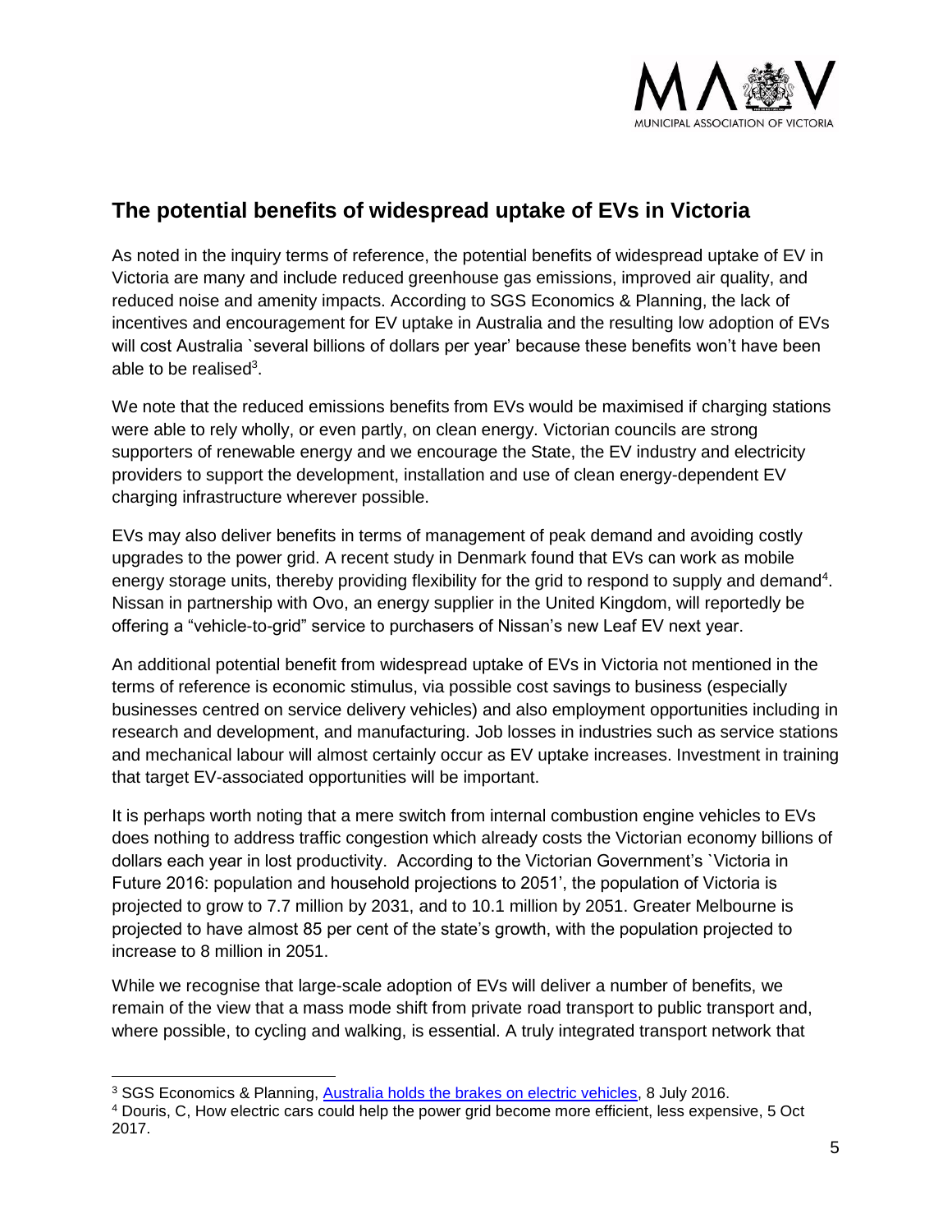## The potential benefits of widespread uptake of EVs in Victoria

As noted in the inquiry terms of reference, the potential benefits of widespread uptake of EV in Victoria are many and include reduced greenhouse gas emissions, improved air quality, and reduced noise and amenity impacts. According to SGS Economics & Planning, the lack of incentives and encouragement for EV uptake in Australia and the resulting low adoption of EVs will cost Australia `several billions of dollars per year' because these benefits won't have been able to be realised[3].

We note that the reduced emissions benefits from EVs would be maximised if charging stations were able to rely wholly, or even partly, on clean energy. Victorian councils are strong supporters of renewable energy and we encourage the State, the EV industry and electricity providers to support the development, installation and use of clean energy-dependent EV charging infrastructure wherever possible.

EVs may also deliver benefits in terms of management of peak demand and avoiding costly upgrades to the power grid. A recent study in Denmark found that EVs can work as mobile energy storage units, thereby providing flexibility for the grid to respond to supply and demand[4]. Nissan in partnership with Ovo, an energy supplier in the United Kingdom, will reportedly be offering a "vehicle-to-grid" service to purchasers of Nissan's new Leaf EV next year.

An additional potential benefit from widespread uptake of EVs in Victoria not mentioned in the terms of reference is economic stimulus, via possible cost savings to business (especially businesses centred on service delivery vehicles) and also employment opportunities including in research and development, and manufacturing. Job losses in industries such as service stations and mechanical labour will almost certainly occur as EV uptake increases. Investment in training that target EV-associated opportunities will be important.

It is perhaps worth noting that a mere switch from internal combustion engine vehicles to EVs does nothing to address traffic congestion which already costs the Victorian economy billions of dollars each year in lost productivity. According to the Victorian Government's `Victoria in Future 2016: population and household projections to 2051', the population of Victoria is projected to grow to 7.7 million by 2031, and to 10.1 million by 2051. Greater Melbourne is projected to have almost 85 per cent of the state's growth, with the population projected to increase to 8 million in 2051.

While we recognise that large-scale adoption of EVs will deliver a number of benefits, we remain of the view that a mass mode shift from private road transport to public transport and, where possible, to cycling and walking, is essential. A truly integrated transport network that

---

[3] SGS Economics & Planning, Australia holds the brakes on electric vehicles, 8 July 2016.

[4] Douris, C, How electric cars could help the power grid become more efficient, less expensive, 5 Oct 2017.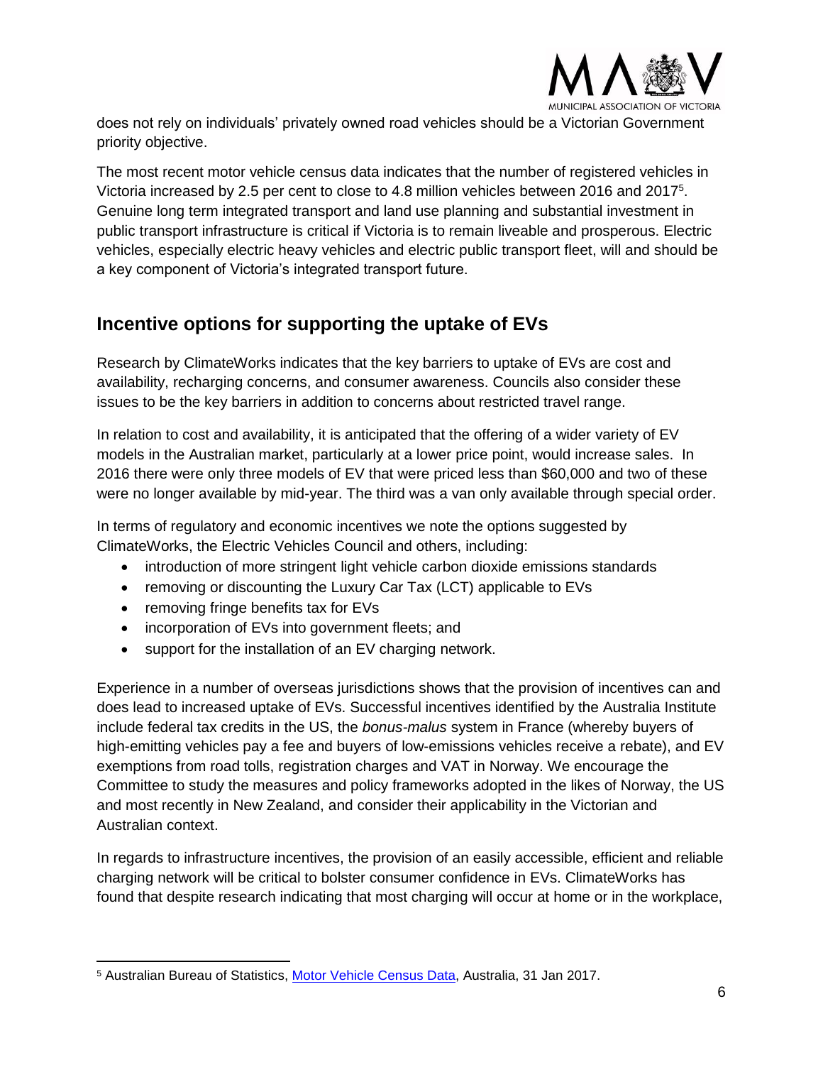does not rely on individuals' privately owned road vehicles should be a Victorian Government priority objective.

The most recent motor vehicle census data indicates that the number of registered vehicles in Victoria increased by 2.5 per cent to close to 4.8 million vehicles between 2016 and 2017[5]. Genuine long term integrated transport and land use planning and substantial investment in public transport infrastructure is critical if Victoria is to remain liveable and prosperous. Electric vehicles, especially electric heavy vehicles and electric public transport fleet, will and should be a key component of Victoria's integrated transport future.

## Incentive options for supporting the uptake of EVs

Research by ClimateWorks indicates that the key barriers to uptake of EVs are cost and availability, recharging concerns, and consumer awareness. Councils also consider these issues to be the key barriers in addition to concerns about restricted travel range.

In relation to cost and availability, it is anticipated that the offering of a wider variety of EV models in the Australian market, particularly at a lower price point, would increase sales. In 2016 there were only three models of EV that were priced less than $60,000 and two of these were no longer available by mid-year. The third was a van only available through special order.

In terms of regulatory and economic incentives we note the options suggested by ClimateWorks, the Electric Vehicles Council and others, including:

- introduction of more stringent light vehicle carbon dioxide emissions standards
- removing or discounting the Luxury Car Tax (LCT) applicable to EVs
- removing fringe benefits tax for EVs
- incorporation of EVs into government fleets; and
- support for the installation of an EV charging network.

Experience in a number of overseas jurisdictions shows that the provision of incentives can and does lead to increased uptake of EVs. Successful incentives identified by the Australia Institute include federal tax credits in the US, the *bonus-malus* system in France (whereby buyers of high-emitting vehicles pay a fee and buyers of low-emissions vehicles receive a rebate), and EV exemptions from road tolls, registration charges and VAT in Norway. We encourage the Committee to study the measures and policy frameworks adopted in the likes of Norway, the US and most recently in New Zealand, and consider their applicability in the Victorian and Australian context.

In regards to infrastructure incentives, the provision of an easily accessible, efficient and reliable charging network will be critical to bolster consumer confidence in EVs. ClimateWorks has found that despite research indicating that most charging will occur at home or in the workplace,

---

[5] Australian Bureau of Statistics, Motor Vehicle Census Data, Australia, 31 Jan 2017.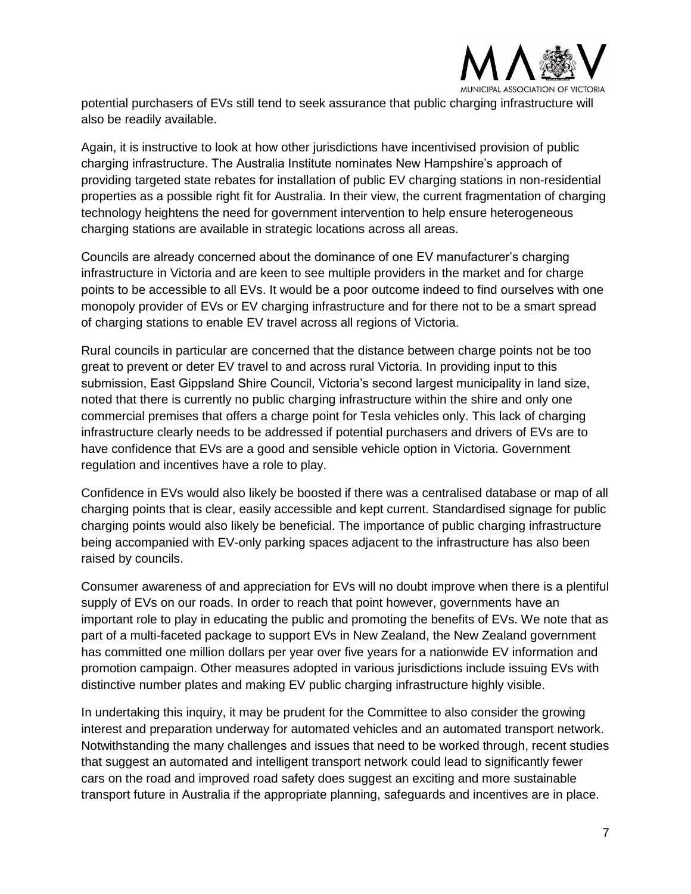potential purchasers of EVs still tend to seek assurance that public charging infrastructure will also be readily available.

Again, it is instructive to look at how other jurisdictions have incentivised provision of public charging infrastructure. The Australia Institute nominates New Hampshire's approach of providing targeted state rebates for installation of public EV charging stations in non-residential properties as a possible right fit for Australia. In their view, the current fragmentation of charging technology heightens the need for government intervention to help ensure heterogeneous charging stations are available in strategic locations across all areas.

Councils are already concerned about the dominance of one EV manufacturer's charging infrastructure in Victoria and are keen to see multiple providers in the market and for charge points to be accessible to all EVs. It would be a poor outcome indeed to find ourselves with one monopoly provider of EVs or EV charging infrastructure and for there not to be a smart spread of charging stations to enable EV travel across all regions of Victoria.

Rural councils in particular are concerned that the distance between charge points not be too great to prevent or deter EV travel to and across rural Victoria. In providing input to this submission, East Gippsland Shire Council, Victoria's second largest municipality in land size, noted that there is currently no public charging infrastructure within the shire and only one commercial premises that offers a charge point for Tesla vehicles only. This lack of charging infrastructure clearly needs to be addressed if potential purchasers and drivers of EVs are to have confidence that EVs are a good and sensible vehicle option in Victoria. Government regulation and incentives have a role to play.

Confidence in EVs would also likely be boosted if there was a centralised database or map of all charging points that is clear, easily accessible and kept current. Standardised signage for public charging points would also likely be beneficial. The importance of public charging infrastructure being accompanied with EV-only parking spaces adjacent to the infrastructure has also been raised by councils.

Consumer awareness of and appreciation for EVs will no doubt improve when there is a plentiful supply of EVs on our roads. In order to reach that point however, governments have an important role to play in educating the public and promoting the benefits of EVs. We note that as part of a multi-faceted package to support EVs in New Zealand, the New Zealand government has committed one million dollars per year over five years for a nationwide EV information and promotion campaign. Other measures adopted in various jurisdictions include issuing EVs with distinctive number plates and making EV public charging infrastructure highly visible.

In undertaking this inquiry, it may be prudent for the Committee to also consider the growing interest and preparation underway for automated vehicles and an automated transport network. Notwithstanding the many challenges and issues that need to be worked through, recent studies that suggest an automated and intelligent transport network could lead to significantly fewer cars on the road and improved road safety does suggest an exciting and more sustainable transport future in Australia if the appropriate planning, safeguards and incentives are in place.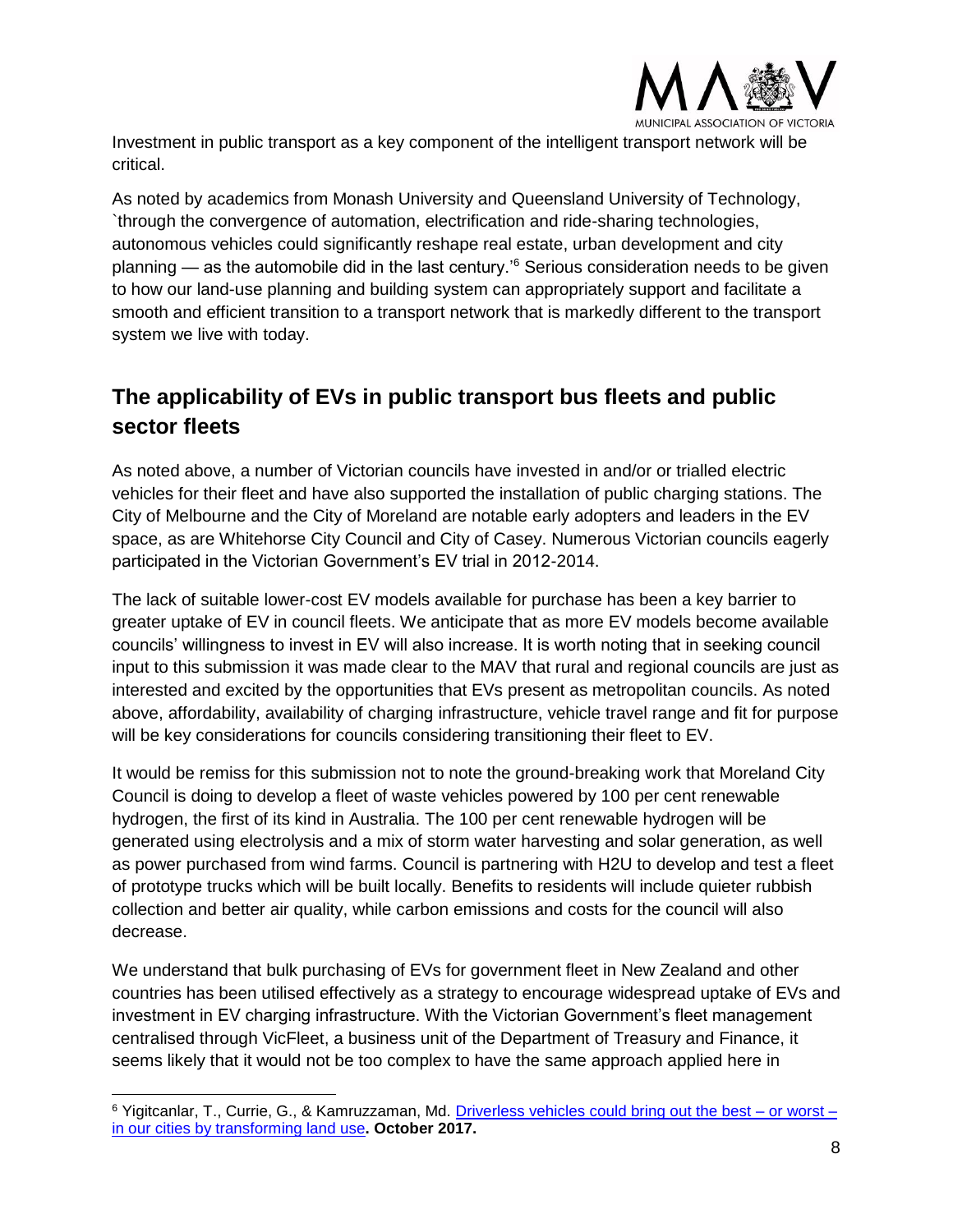Investment in public transport as a key component of the intelligent transport network will be critical.

As noted by academics from Monash University and Queensland University of Technology, `through the convergence of automation, electrification and ride-sharing technologies, autonomous vehicles could significantly reshape real estate, urban development and city planning — as the automobile did in the last century.'[6] Serious consideration needs to be given to how our land-use planning and building system can appropriately support and facilitate a smooth and efficient transition to a transport network that is markedly different to the transport system we live with today.

## The applicability of EVs in public transport bus fleets and public sector fleets

As noted above, a number of Victorian councils have invested in and/or or trialled electric vehicles for their fleet and have also supported the installation of public charging stations. The City of Melbourne and the City of Moreland are notable early adopters and leaders in the EV space, as are Whitehorse City Council and City of Casey. Numerous Victorian councils eagerly participated in the Victorian Government's EV trial in 2012-2014.

The lack of suitable lower-cost EV models available for purchase has been a key barrier to greater uptake of EV in council fleets. We anticipate that as more EV models become available councils' willingness to invest in EV will also increase. It is worth noting that in seeking council input to this submission it was made clear to the MAV that rural and regional councils are just as interested and excited by the opportunities that EVs present as metropolitan councils. As noted above, affordability, availability of charging infrastructure, vehicle travel range and fit for purpose will be key considerations for councils considering transitioning their fleet to EV.

It would be remiss for this submission not to note the ground-breaking work that Moreland City Council is doing to develop a fleet of waste vehicles powered by 100 per cent renewable hydrogen, the first of its kind in Australia. The 100 per cent renewable hydrogen will be generated using electrolysis and a mix of storm water harvesting and solar generation, as well as power purchased from wind farms. Council is partnering with H2U to develop and test a fleet of prototype trucks which will be built locally. Benefits to residents will include quieter rubbish collection and better air quality, while carbon emissions and costs for the council will also decrease.

We understand that bulk purchasing of EVs for government fleet in New Zealand and other countries has been utilised effectively as a strategy to encourage widespread uptake of EVs and investment in EV charging infrastructure. With the Victorian Government's fleet management centralised through VicFleet, a business unit of the Department of Treasury and Finance, it seems likely that it would not be too complex to have the same approach applied here in

---

[6] Yigitcanlar, T., Currie, G., & Kamruzzaman, Md. Driverless vehicles could bring out the best – or worst – in our cities by transforming land use**. October 2017.**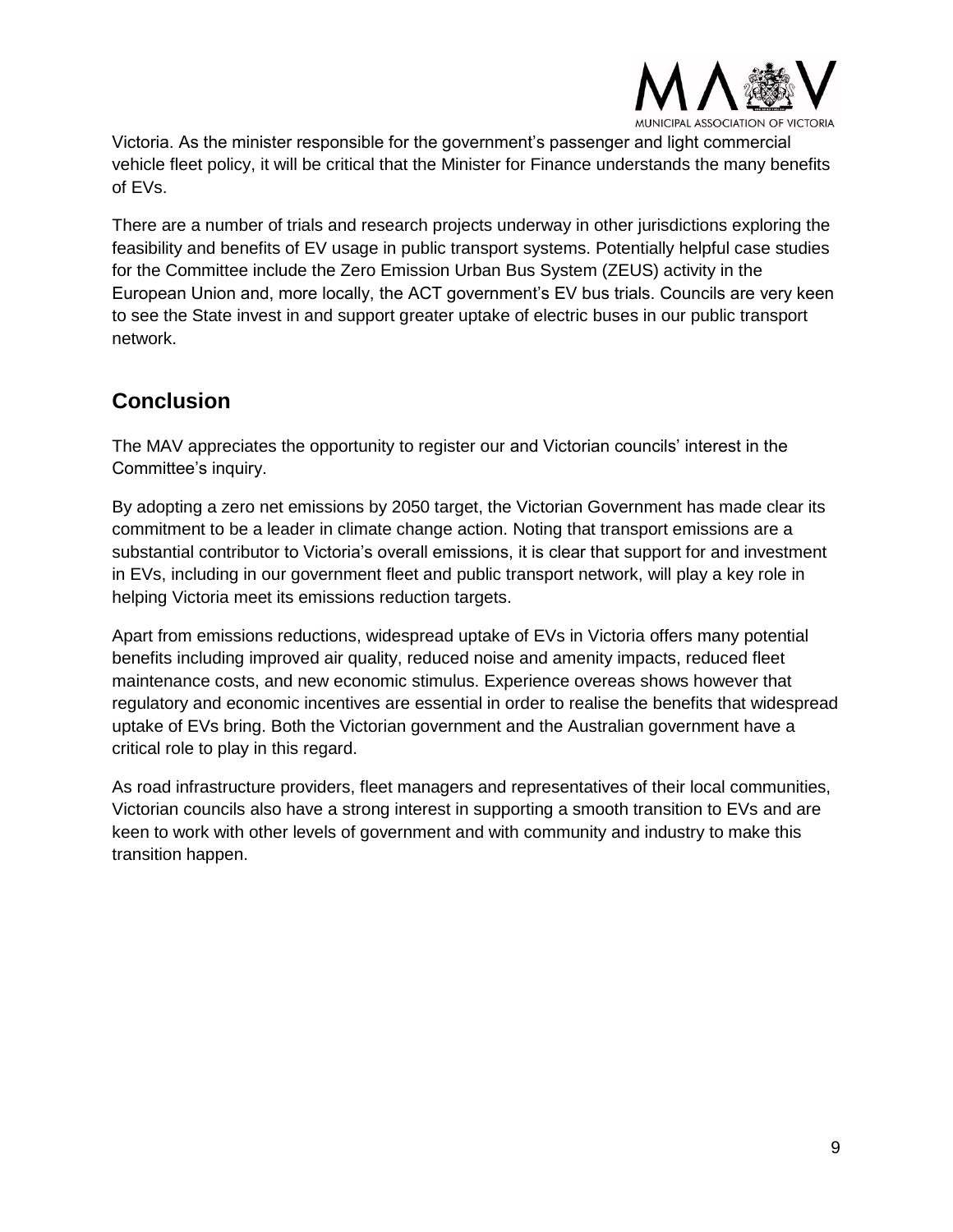Victoria. As the minister responsible for the government's passenger and light commercial vehicle fleet policy, it will be critical that the Minister for Finance understands the many benefits of EVs.

There are a number of trials and research projects underway in other jurisdictions exploring the feasibility and benefits of EV usage in public transport systems. Potentially helpful case studies for the Committee include the Zero Emission Urban Bus System (ZEUS) activity in the European Union and, more locally, the ACT government's EV bus trials. Councils are very keen to see the State invest in and support greater uptake of electric buses in our public transport network.

## Conclusion

The MAV appreciates the opportunity to register our and Victorian councils' interest in the Committee's inquiry.

By adopting a zero net emissions by 2050 target, the Victorian Government has made clear its commitment to be a leader in climate change action. Noting that transport emissions are a substantial contributor to Victoria's overall emissions, it is clear that support for and investment in EVs, including in our government fleet and public transport network, will play a key role in helping Victoria meet its emissions reduction targets.

Apart from emissions reductions, widespread uptake of EVs in Victoria offers many potential benefits including improved air quality, reduced noise and amenity impacts, reduced fleet maintenance costs, and new economic stimulus. Experience overeas shows however that regulatory and economic incentives are essential in order to realise the benefits that widespread uptake of EVs bring. Both the Victorian government and the Australian government have a critical role to play in this regard.

As road infrastructure providers, fleet managers and representatives of their local communities, Victorian councils also have a strong interest in supporting a smooth transition to EVs and are keen to work with other levels of government and with community and industry to make this transition happen.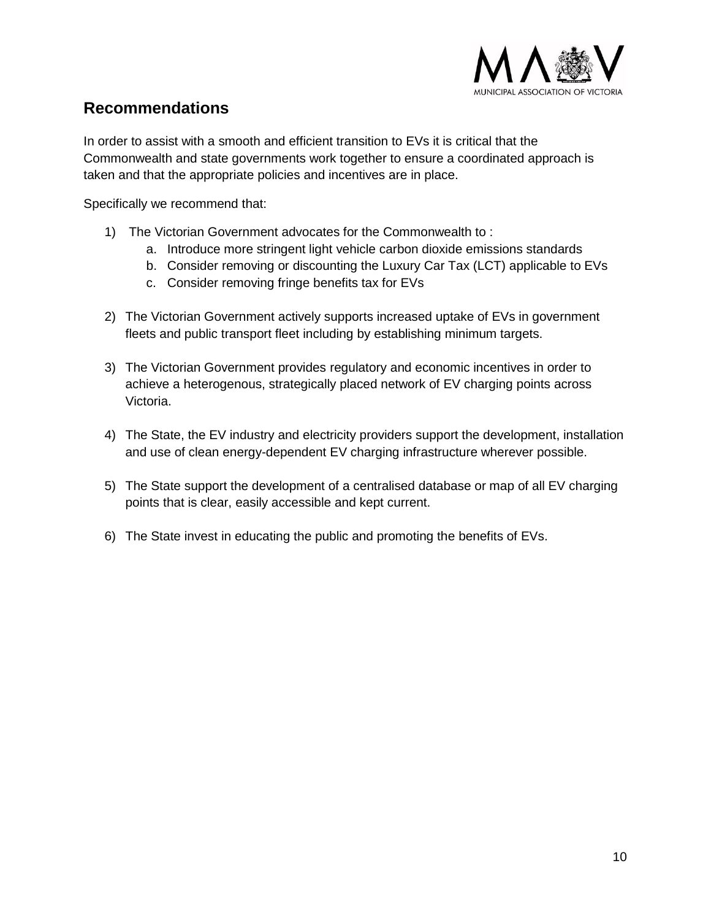## Recommendations

In order to assist with a smooth and efficient transition to EVs it is critical that the Commonwealth and state governments work together to ensure a coordinated approach is taken and that the appropriate policies and incentives are in place.

Specifically we recommend that:

1) The Victorian Government advocates for the Commonwealth to :
   a. Introduce more stringent light vehicle carbon dioxide emissions standards
   b. Consider removing or discounting the Luxury Car Tax (LCT) applicable to EVs
   c. Consider removing fringe benefits tax for EVs

2) The Victorian Government actively supports increased uptake of EVs in government fleets and public transport fleet including by establishing minimum targets.

3) The Victorian Government provides regulatory and economic incentives in order to achieve a heterogenous, strategically placed network of EV charging points across Victoria.

4) The State, the EV industry and electricity providers support the development, installation and use of clean energy-dependent EV charging infrastructure wherever possible.

5) The State support the development of a centralised database or map of all EV charging points that is clear, easily accessible and kept current.

6) The State invest in educating the public and promoting the benefits of EVs.